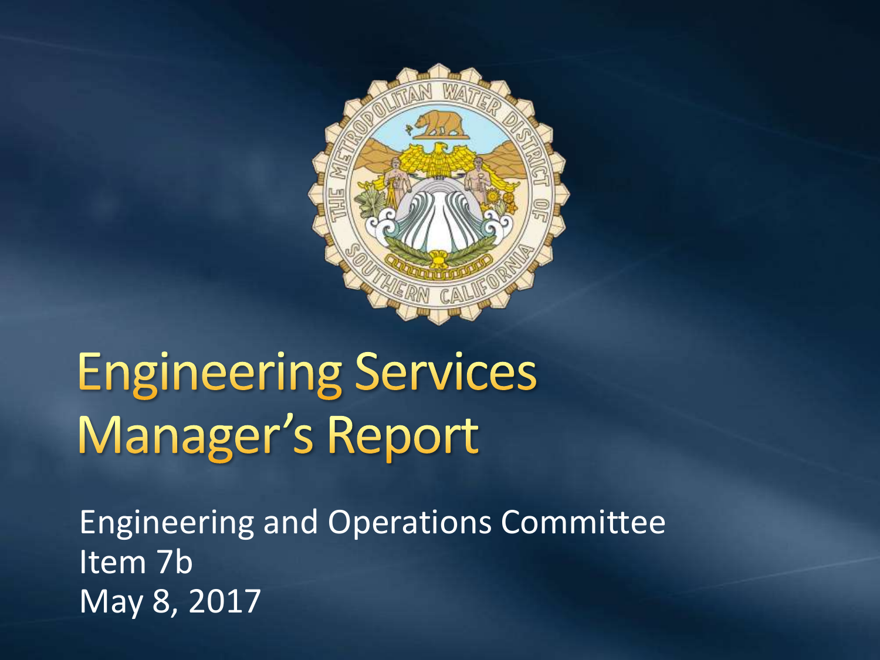# Engineering Services Manager's Report

Engineering and Operations Committee
Item 7b
May 8, 2017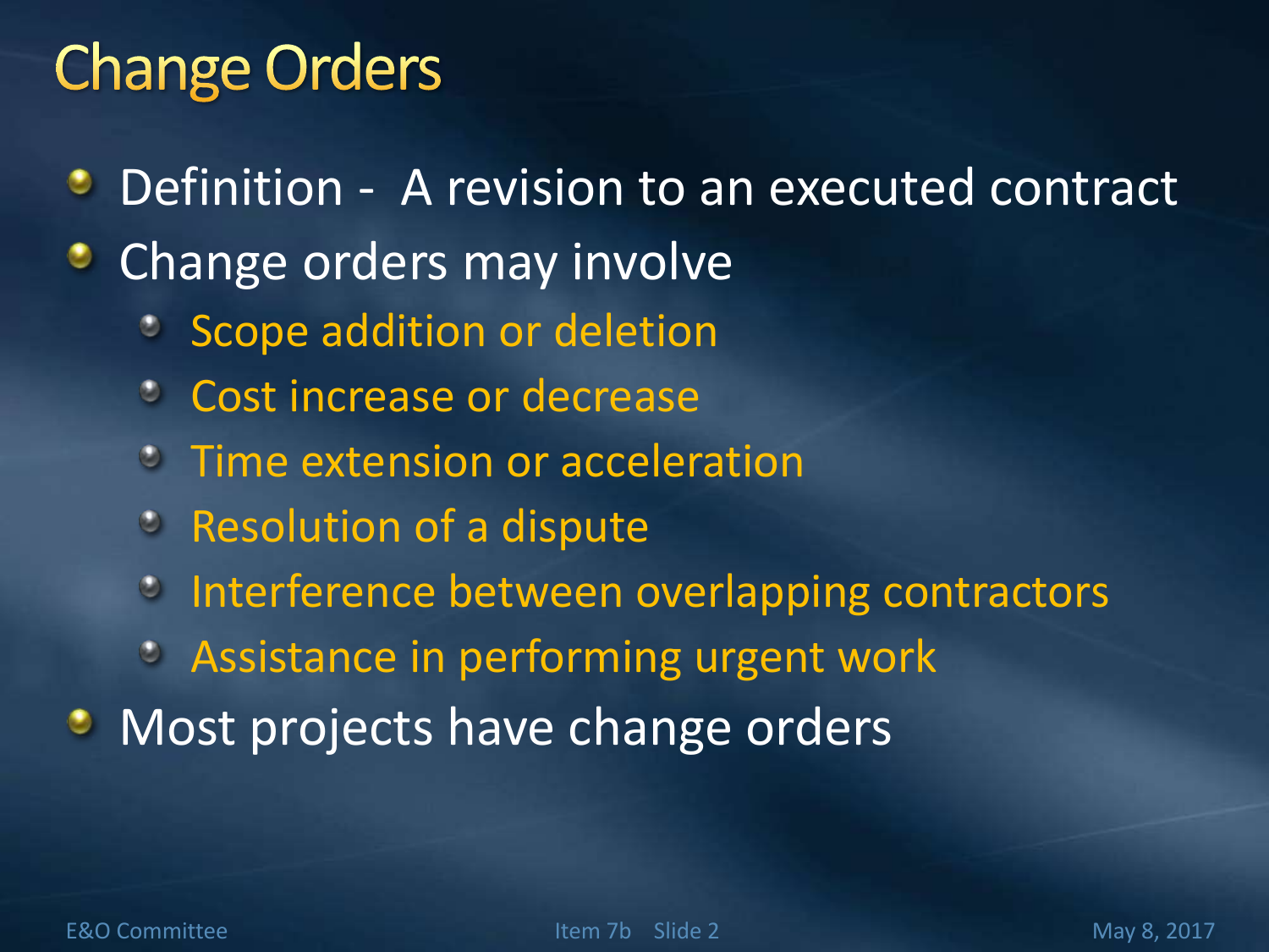# Change Orders

- Definition - A revision to an executed contract
- Change orders may involve
  - Scope addition or deletion
  - Cost increase or decrease
  - Time extension or acceleration
  - Resolution of a dispute
  - Interference between overlapping contractors
  - Assistance in performing urgent work
- Most projects have change orders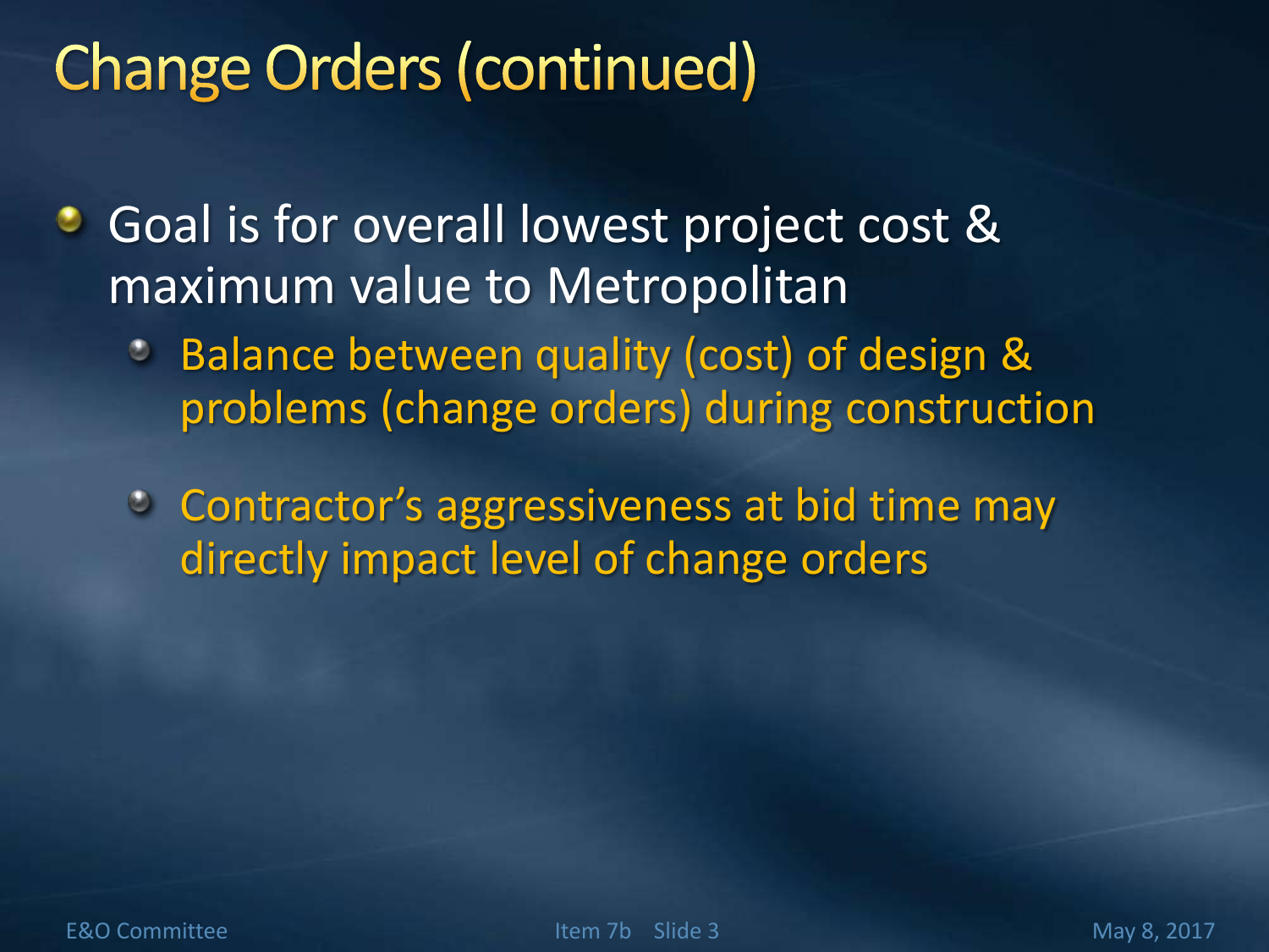# Change Orders (continued)

- Goal is for overall lowest project cost & maximum value to Metropolitan
  - Balance between quality (cost) of design & problems (change orders) during construction
  - Contractor's aggressiveness at bid time may directly impact level of change orders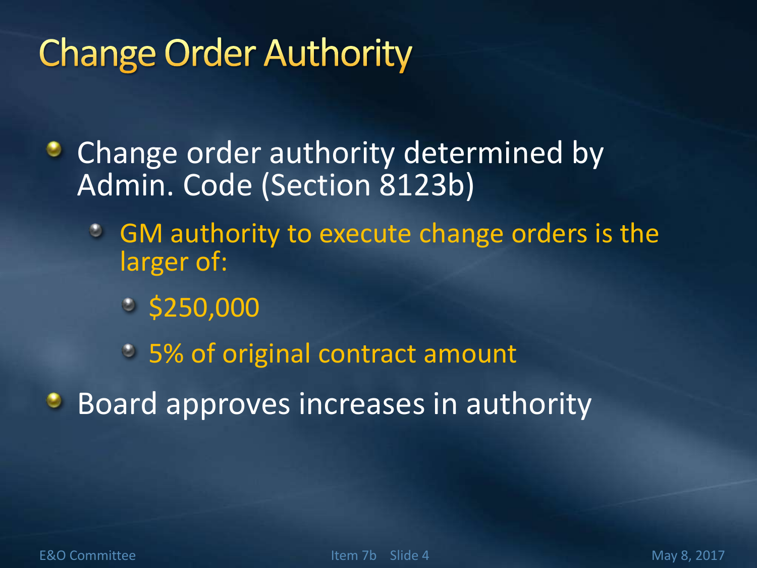# Change Order Authority

- Change order authority determined by Admin. Code (Section 8123b)
  - GM authority to execute change orders is the larger of:
    - $250,000
    - 5% of original contract amount
- Board approves increases in authority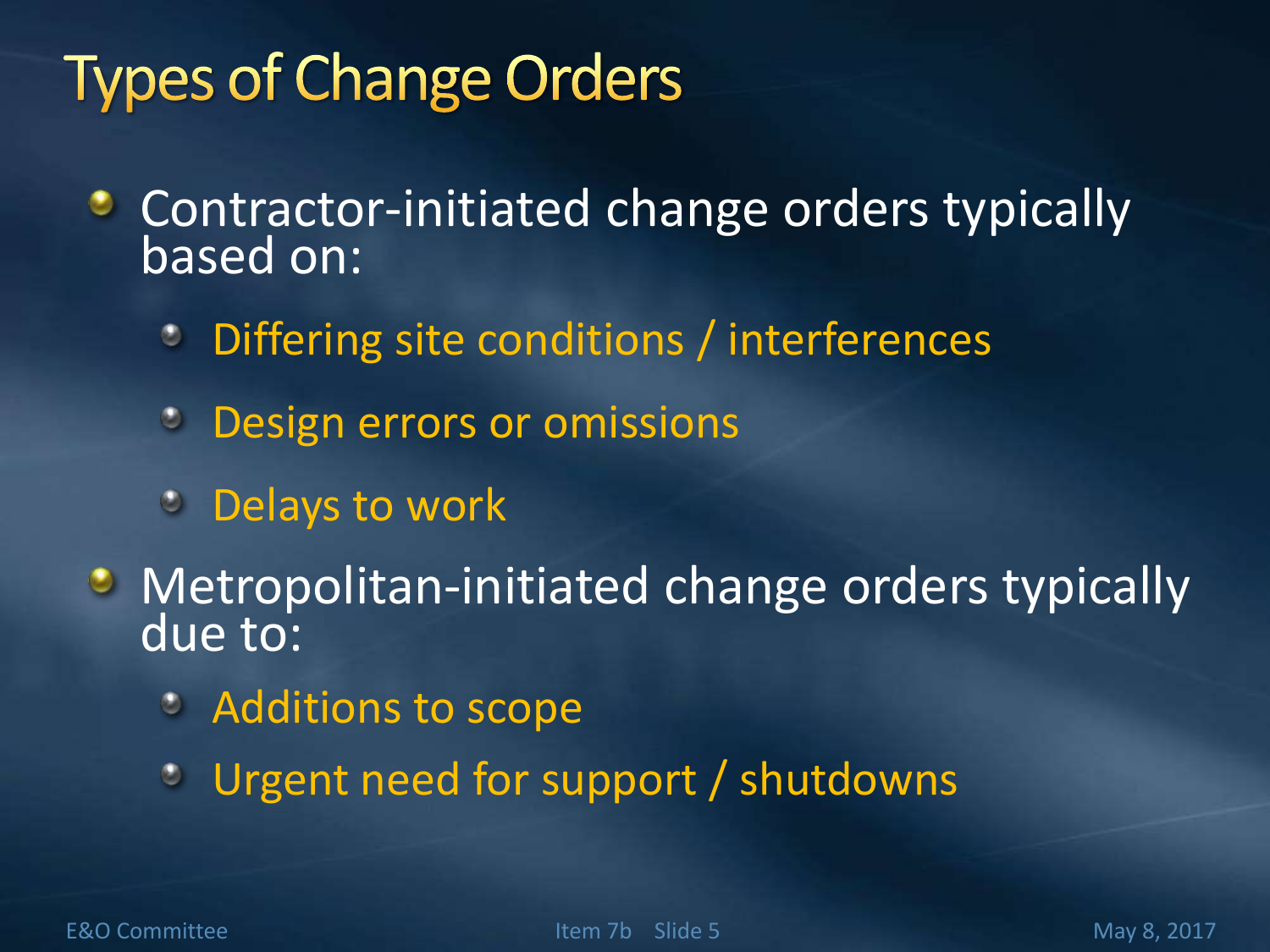# Types of Change Orders

- Contractor-initiated change orders typically based on:
  - Differing site conditions / interferences
  - Design errors or omissions
  - Delays to work
- Metropolitan-initiated change orders typically due to:
  - Additions to scope
  - Urgent need for support / shutdowns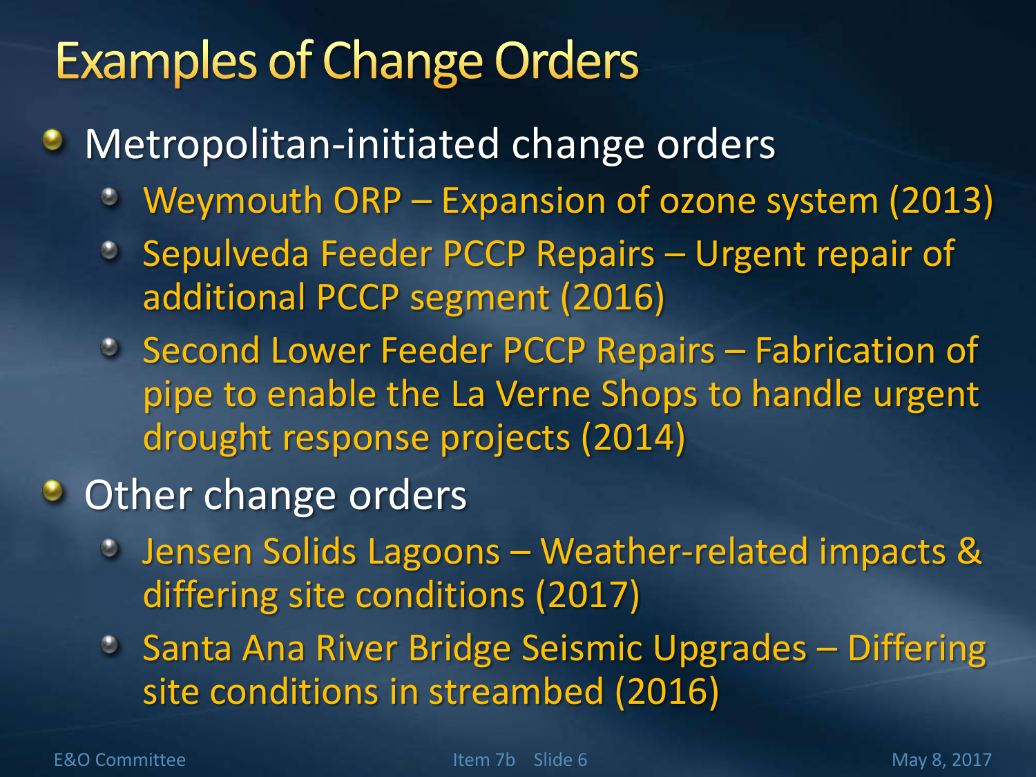# Examples of Change Orders

- Metropolitan-initiated change orders
  - Weymouth ORP – Expansion of ozone system (2013)
  - Sepulveda Feeder PCCP Repairs – Urgent repair of additional PCCP segment (2016)
  - Second Lower Feeder PCCP Repairs – Fabrication of pipe to enable the La Verne Shops to handle urgent drought response projects (2014)
- Other change orders
  - Jensen Solids Lagoons – Weather-related impacts & differing site conditions (2017)
  - Santa Ana River Bridge Seismic Upgrades – Differing site conditions in streambed (2016)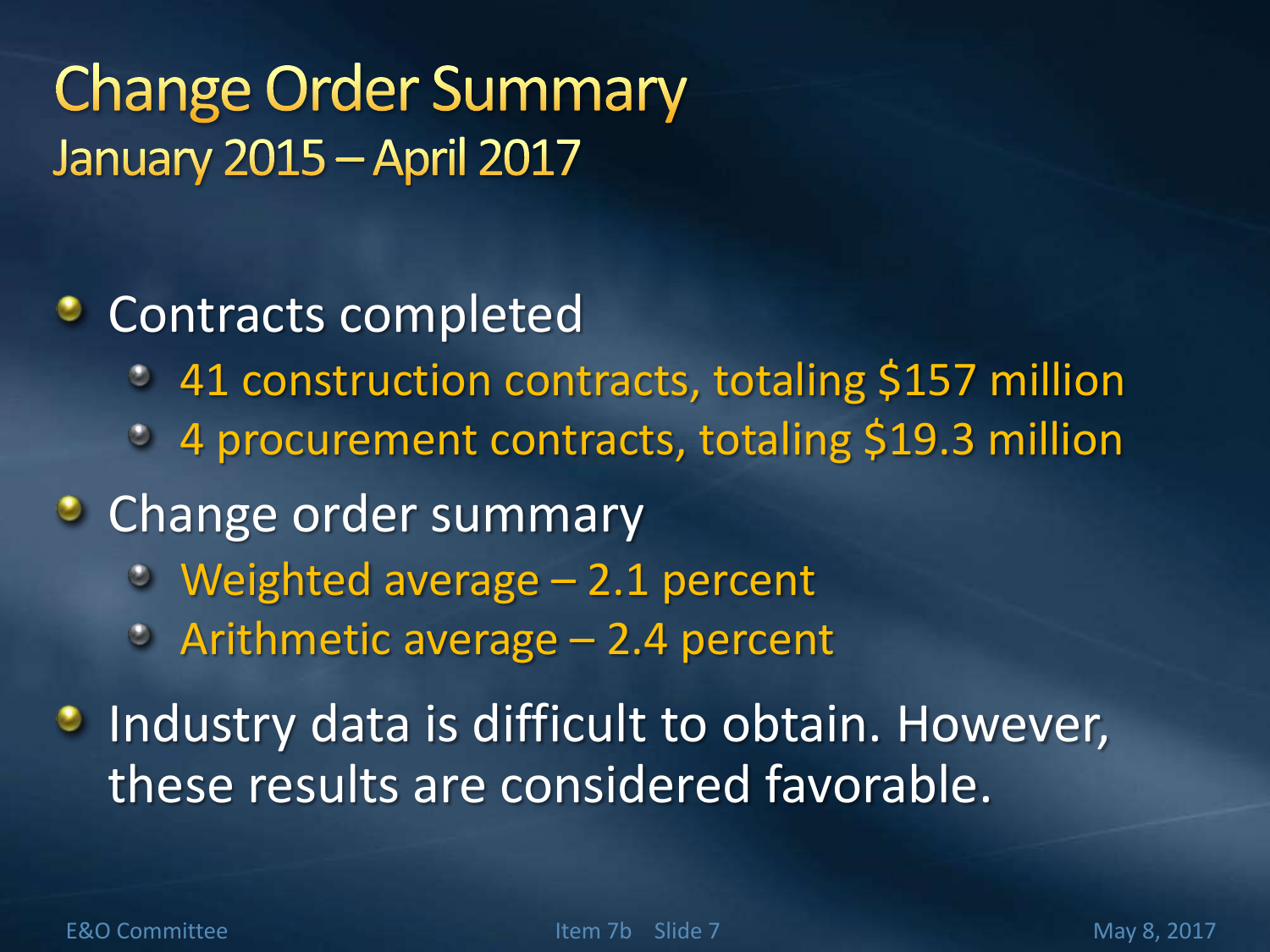# Change Order Summary

## January 2015 – April 2017

- Contracts completed
  - 41 construction contracts, totaling $157 million
  - 4 procurement contracts, totaling $19.3 million
- Change order summary
  - Weighted average – 2.1 percent
  - Arithmetic average – 2.4 percent
- Industry data is difficult to obtain. However, these results are considered favorable.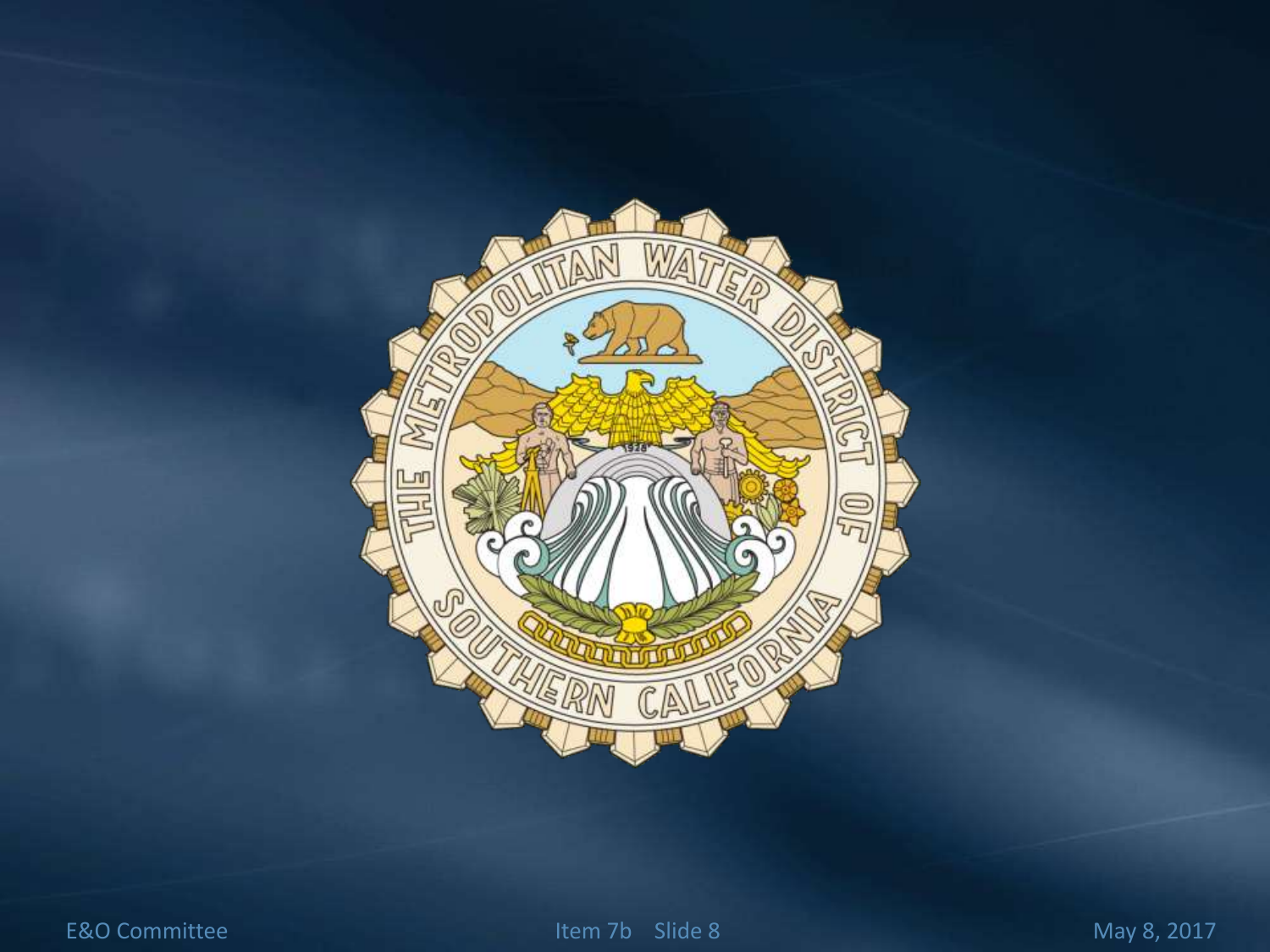THE METROPOLITAN WATER DISTRICT OF SOUTHERN CALIFORNIA